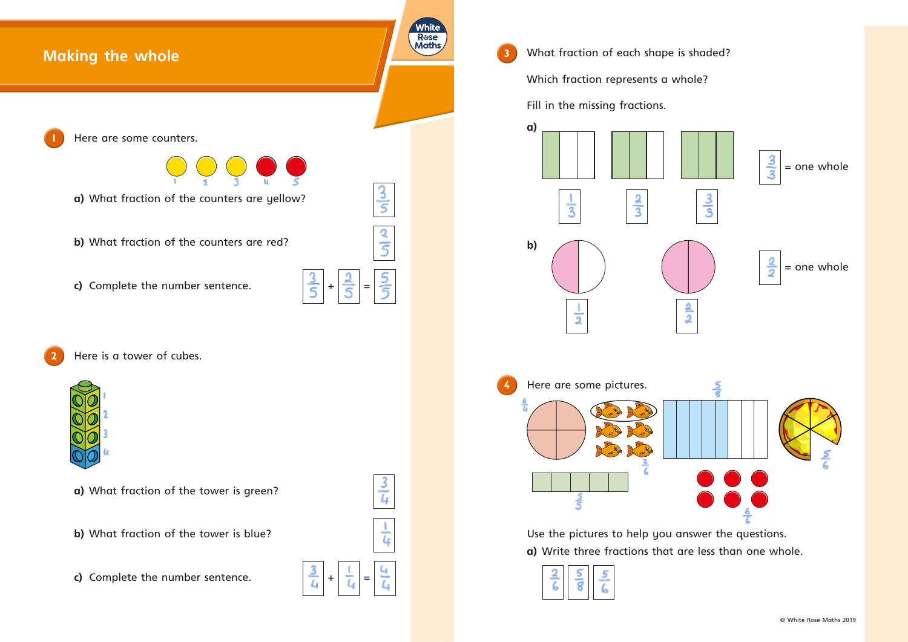# Making the whole

**1** Here are some counters.

1 2 3 4 5

**a)** What fraction of the counters are yellow? $\frac{3}{5}$

**b)** What fraction of the counters are red? $\frac{2}{5}$

**c)** Complete the number sentence. $\frac{3}{5} + \frac{2}{5} = \frac{5}{5}$

**2** Here is a tower of cubes.

1 2 3 4

**a)** What fraction of the tower is green? $\frac{3}{4}$

**b)** What fraction of the tower is blue? $\frac{1}{4}$

**c)** Complete the number sentence. $\frac{3}{4} + \frac{1}{4} = \frac{4}{4}$

**3** What fraction of each shape is shaded?

Which fraction represents a whole?

Fill in the missing fractions.

**a)** $\frac{1}{3}$ $\frac{2}{3}$ $\frac{3}{3}$

$\frac{3}{3}$ = one whole

**b)** $\frac{1}{2}$ $\frac{2}{2}$

$\frac{2}{2}$ = one whole

**4** Here are some pictures.

$\frac{4}{4}$ $\frac{2}{6}$ $\frac{5}{8}$ $\frac{5}{6}$ $\frac{5}{5}$ $\frac{6}{6}$

Use the pictures to help you answer the questions.

**a)** Write three fractions that are less than one whole.

$\frac{2}{6}$ $\frac{5}{8}$ $\frac{5}{6}$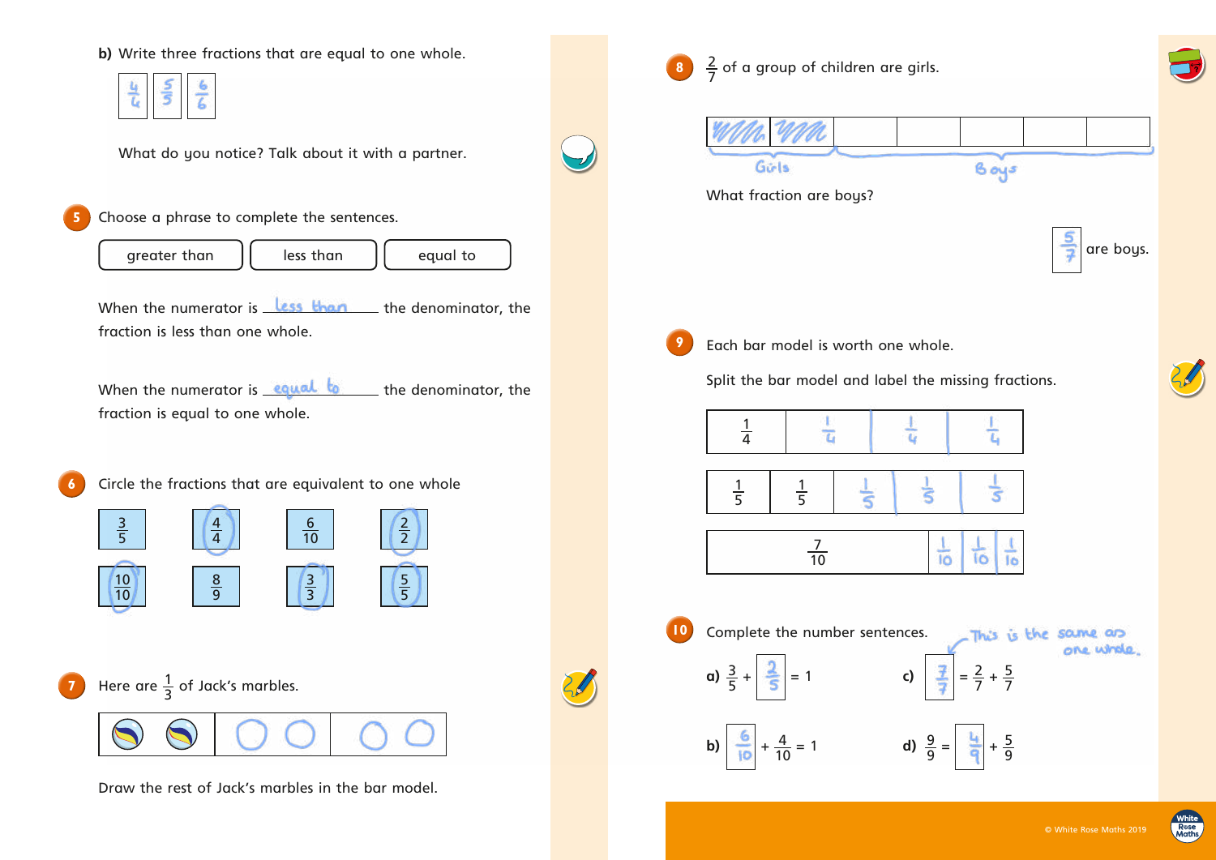**b)** Write three fractions that are equal to one whole.

| | | |
|---|---|---|
| $\frac{4}{4}$ | $\frac{5}{5}$ | $\frac{6}{6}$ |

What do you notice? Talk about it with a partner.

**5** Choose a phrase to complete the sentences.

greater than | less than | equal to

When the numerator is less than the denominator, the fraction is less than one whole.

When the numerator is equal to the denominator, the fraction is equal to one whole.

**6** Circle the fractions that are equivalent to one whole

| | | | |
|---|---|---|---|
| $\frac{3}{5}$ | $\frac{4}{4}$ | $\frac{6}{10}$ | $\frac{2}{2}$ |
| $\frac{10}{10}$ | $\frac{8}{9}$ | $\frac{3}{3}$ | $\frac{5}{5}$ |

**7** Here are $\frac{1}{3}$ of Jack's marbles.

Draw the rest of Jack's marbles in the bar model.

**8** $\frac{2}{7}$ of a group of children are girls.

Girls | Boys

What fraction are boys?

$\frac{5}{7}$ are boys.

**9** Each bar model is worth one whole.

Split the bar model and label the missing fractions.

| | | | |
|---|---|---|---|
| $\frac{1}{4}$ | $\frac{1}{4}$ | $\frac{1}{4}$ | $\frac{1}{4}$ |

| | | | | |
|---|---|---|---|---|
| $\frac{1}{5}$ | $\frac{1}{5}$ | $\frac{1}{5}$ | $\frac{1}{5}$ | $\frac{1}{5}$ |

| | | | |
|---|---|---|---|
| $\frac{7}{10}$ | $\frac{1}{10}$ | $\frac{1}{10}$ | $\frac{1}{10}$ |

**10** Complete the number sentences.

**a)** $\frac{3}{5} + \frac{2}{5} = 1$

**b)** $\frac{6}{10} + \frac{4}{10} = 1$

**c)** $\frac{7}{7} = \frac{2}{7} + \frac{5}{7}$ ← This is the same as one whole.

**d)** $\frac{9}{9} = \frac{4}{9} + \frac{5}{9}$